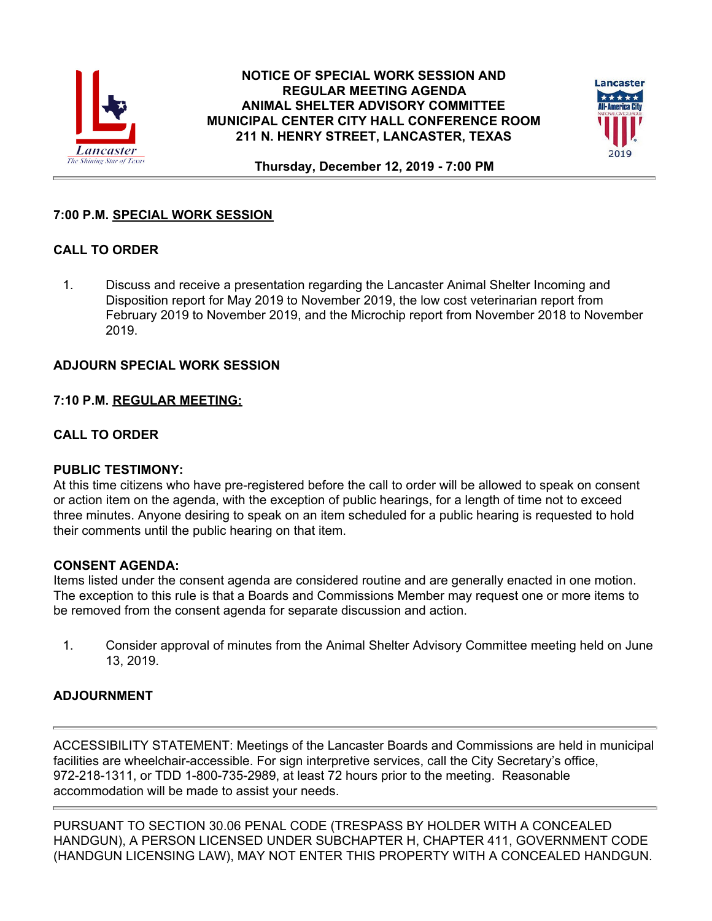# NOTICE OF SPECIAL WORK SESSION AND REGULAR MEETING AGENDA
# ANIMAL SHELTER ADVISORY COMMITTEE
# MUNICIPAL CENTER CITY HALL CONFERENCE ROOM
# 211 N. HENRY STREET, LANCASTER, TEXAS

**Thursday, December 12, 2019 - 7:00 PM**

---

**7:00 P.M. <u>SPECIAL WORK SESSION</u>**

**CALL TO ORDER**

1. Discuss and receive a presentation regarding the Lancaster Animal Shelter Incoming and Disposition report for May 2019 to November 2019, the low cost veterinarian report from February 2019 to November 2019, and the Microchip report from November 2018 to November 2019.

**ADJOURN SPECIAL WORK SESSION**

**7:10 P.M. <u>REGULAR MEETING:</u>**

**CALL TO ORDER**

**PUBLIC TESTIMONY:**
At this time citizens who have pre-registered before the call to order will be allowed to speak on consent or action item on the agenda, with the exception of public hearings, for a length of time not to exceed three minutes. Anyone desiring to speak on an item scheduled for a public hearing is requested to hold their comments until the public hearing on that item.

**CONSENT AGENDA:**
Items listed under the consent agenda are considered routine and are generally enacted in one motion. The exception to this rule is that a Boards and Commissions Member may request one or more items to be removed from the consent agenda for separate discussion and action.

1. Consider approval of minutes from the Animal Shelter Advisory Committee meeting held on June 13, 2019.

**ADJOURNMENT**

---

ACCESSIBILITY STATEMENT: Meetings of the Lancaster Boards and Commissions are held in municipal facilities are wheelchair-accessible. For sign interpretive services, call the City Secretary's office, 972-218-1311, or TDD 1-800-735-2989, at least 72 hours prior to the meeting. Reasonable accommodation will be made to assist your needs.

---

PURSUANT TO SECTION 30.06 PENAL CODE (TRESPASS BY HOLDER WITH A CONCEALED HANDGUN), A PERSON LICENSED UNDER SUBCHAPTER H, CHAPTER 411, GOVERNMENT CODE (HANDGUN LICENSING LAW), MAY NOT ENTER THIS PROPERTY WITH A CONCEALED HANDGUN.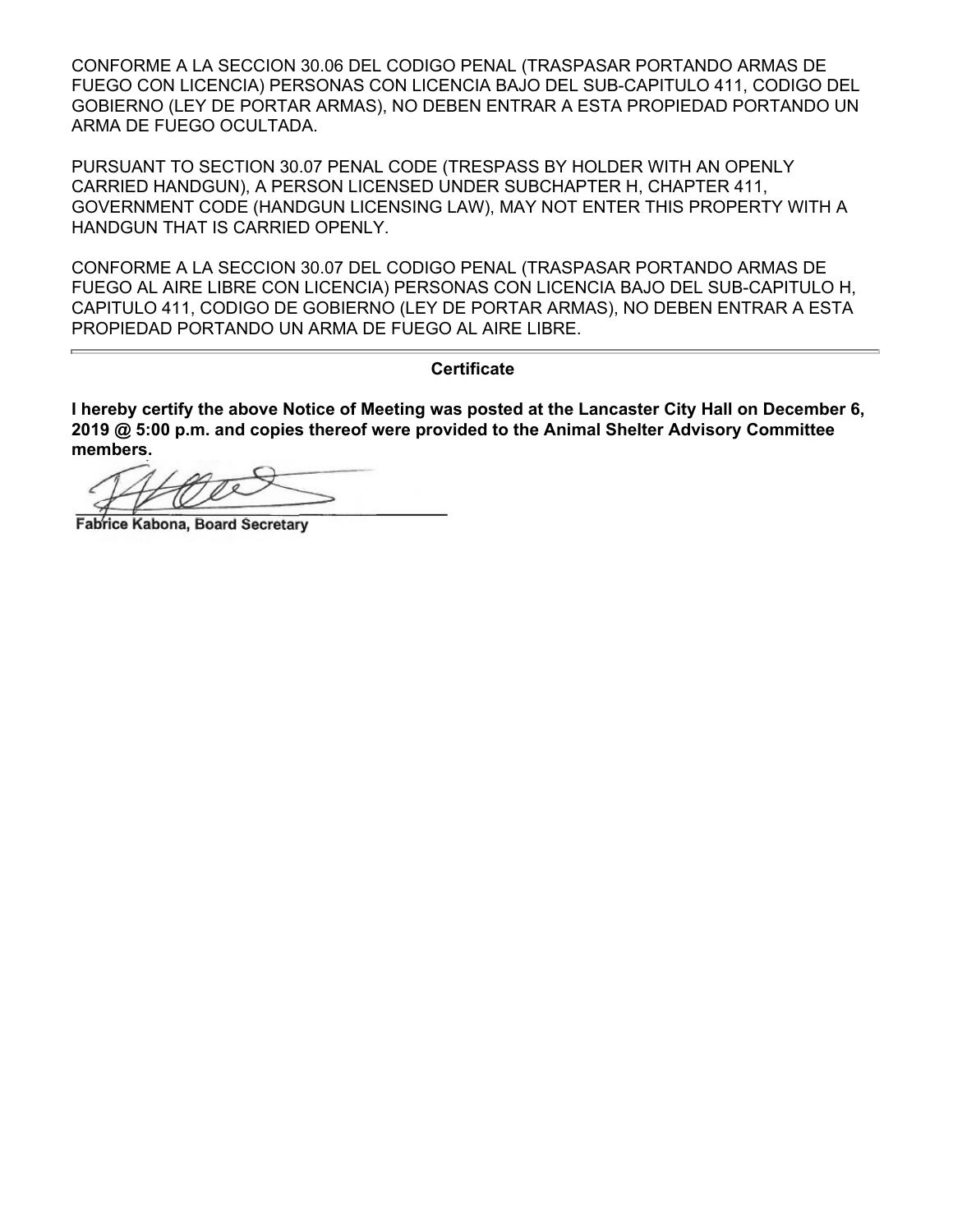CONFORME A LA SECCION 30.06 DEL CODIGO PENAL (TRASPASAR PORTANDO ARMAS DE FUEGO CON LICENCIA) PERSONAS CON LICENCIA BAJO DEL SUB-CAPITULO 411, CODIGO DEL GOBIERNO (LEY DE PORTAR ARMAS), NO DEBEN ENTRAR A ESTA PROPIEDAD PORTANDO UN ARMA DE FUEGO OCULTADA.

PURSUANT TO SECTION 30.07 PENAL CODE (TRESPASS BY HOLDER WITH AN OPENLY CARRIED HANDGUN), A PERSON LICENSED UNDER SUBCHAPTER H, CHAPTER 411, GOVERNMENT CODE (HANDGUN LICENSING LAW), MAY NOT ENTER THIS PROPERTY WITH A HANDGUN THAT IS CARRIED OPENLY.

CONFORME A LA SECCION 30.07 DEL CODIGO PENAL (TRASPASAR PORTANDO ARMAS DE FUEGO AL AIRE LIBRE CON LICENCIA) PERSONAS CON LICENCIA BAJO DEL SUB-CAPITULO H, CAPITULO 411, CODIGO DE GOBIERNO (LEY DE PORTAR ARMAS), NO DEBEN ENTRAR A ESTA PROPIEDAD PORTANDO UN ARMA DE FUEGO AL AIRE LIBRE.

---

**Certificate**

**I hereby certify the above Notice of Meeting was posted at the Lancaster City Hall on December 6, 2019 @ 5:00 p.m. and copies thereof were provided to the Animal Shelter Advisory Committee members.**

Fabrice Kabona, Board Secretary